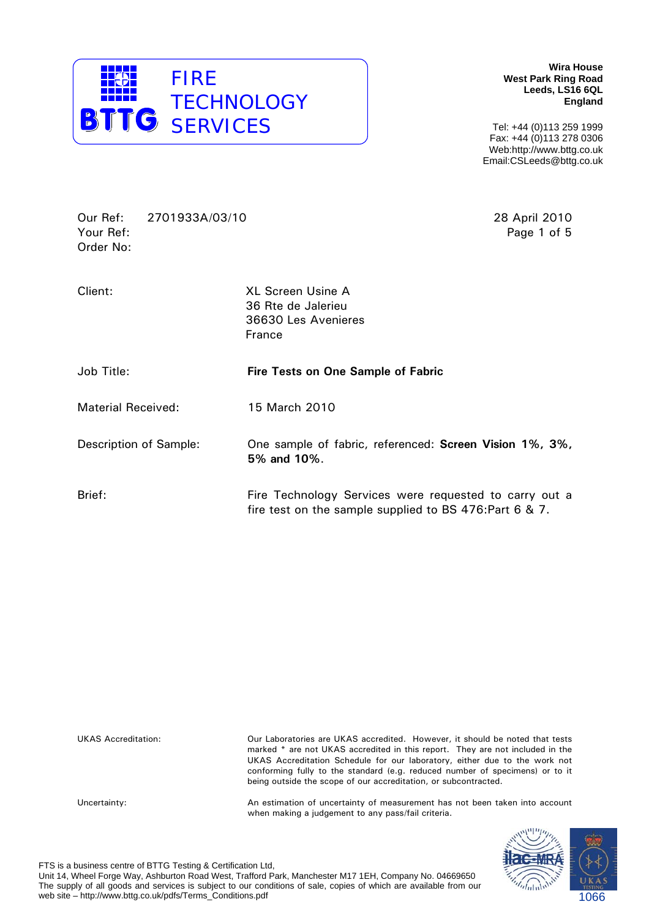BTTG FIRE TECHNOLOGY SERVICES

**Wira House**
**West Park Ring Road**
**Leeds, LS16 6QL**
**England**

Tel: +44 (0)113 259 1999
Fax: +44 (0)113 278 0306
Web:http://www.bttg.co.uk
Email:CSLeeds@bttg.co.uk

Our Ref: 2701933A/03/10
Your Ref:
Order No:

28 April 2010

| | |
|---|---|
| Client: | XL Screen Usine A<br>36 Rte de Jalerieu<br>36630 Les Avenieres<br>France |
| Job Title: | **Fire Tests on One Sample of Fabric** |
| Material Received: | 15 March 2010 |
| Description of Sample: | One sample of fabric, referenced: **Screen Vision 1%, 3%, 5% and 10%.** |
| Brief: | Fire Technology Services were requested to carry out a fire test on the sample supplied to BS 476:Part 6 & 7. |

| | |
|---|---|
| UKAS Accreditation: | Our Laboratories are UKAS accredited. However, it should be noted that tests marked * are not UKAS accredited in this report. They are not included in the UKAS Accreditation Schedule for our laboratory, either due to the work not conforming fully to the standard (e.g. reduced number of specimens) or to it being outside the scope of our accreditation, or subcontracted. |
| Uncertainty: | An estimation of uncertainty of measurement has not been taken into account when making a judgement to any pass/fail criteria. |

FTS is a business centre of BTTG Testing & Certification Ltd,
Unit 14, Wheel Forge Way, Ashburton Road West, Trafford Park, Manchester M17 1EH, Company No. 04669650
The supply of all goods and services is subject to our conditions of sale, copies of which are available from our web site – http://www.bttg.co.uk/pdfs/Terms_Conditions.pdf

1066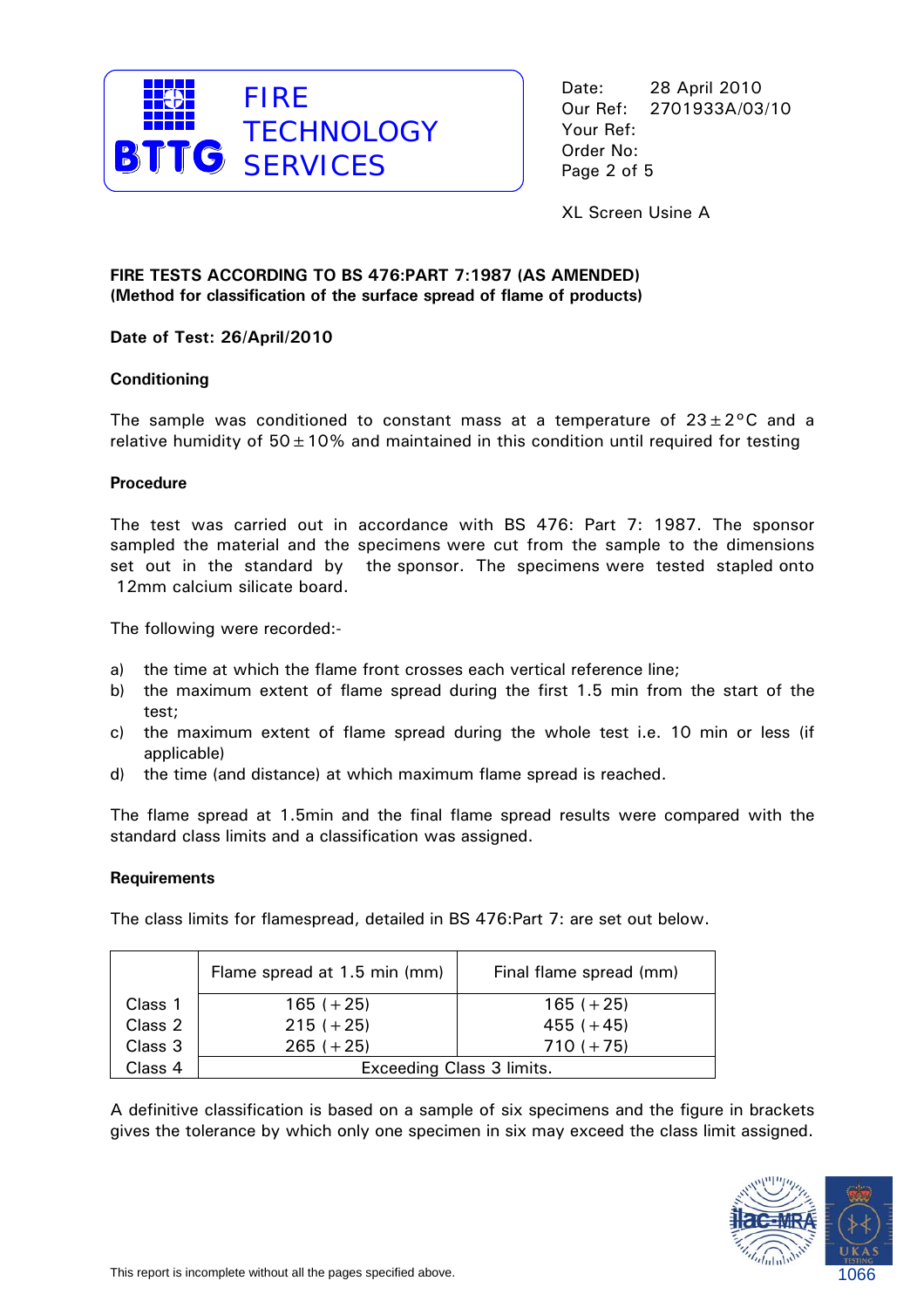Date: 28 April 2010
Our Ref: 2701933A/03/10
Your Ref:
Order No:

XL Screen Usine A

**FIRE TESTS ACCORDING TO BS 476:PART 7:1987 (AS AMENDED)**
**(Method for classification of the surface spread of flame of products)**

**Date of Test: 26/April/2010**

**Conditioning**

The sample was conditioned to constant mass at a temperature of 23±2°C and a relative humidity of 50±10% and maintained in this condition until required for testing

**Procedure**

The test was carried out in accordance with BS 476: Part 7: 1987. The sponsor sampled the material and the specimens were cut from the sample to the dimensions set out in the standard by the sponsor. The specimens were tested stapled onto 12mm calcium silicate board.

The following were recorded:-

a) the time at which the flame front crosses each vertical reference line;
b) the maximum extent of flame spread during the first 1.5 min from the start of the test;
c) the maximum extent of flame spread during the whole test i.e. 10 min or less (if applicable)
d) the time (and distance) at which maximum flame spread is reached.

The flame spread at 1.5min and the final flame spread results were compared with the standard class limits and a classification was assigned.

**Requirements**

The class limits for flamespread, detailed in BS 476:Part 7: are set out below.

| | Flame spread at 1.5 min (mm) | Final flame spread (mm) |
|---|---|---|
| Class 1 | 165 (+25) | 165 (+25) |
| Class 2 | 215 (+25) | 455 (+45) |
| Class 3 | 265 (+25) | 710 (+75) |
| Class 4 | Exceeding Class 3 limits. | |

A definitive classification is based on a sample of six specimens and the figure in brackets gives the tolerance by which only one specimen in six may exceed the class limit assigned.

This report is incomplete without all the pages specified above.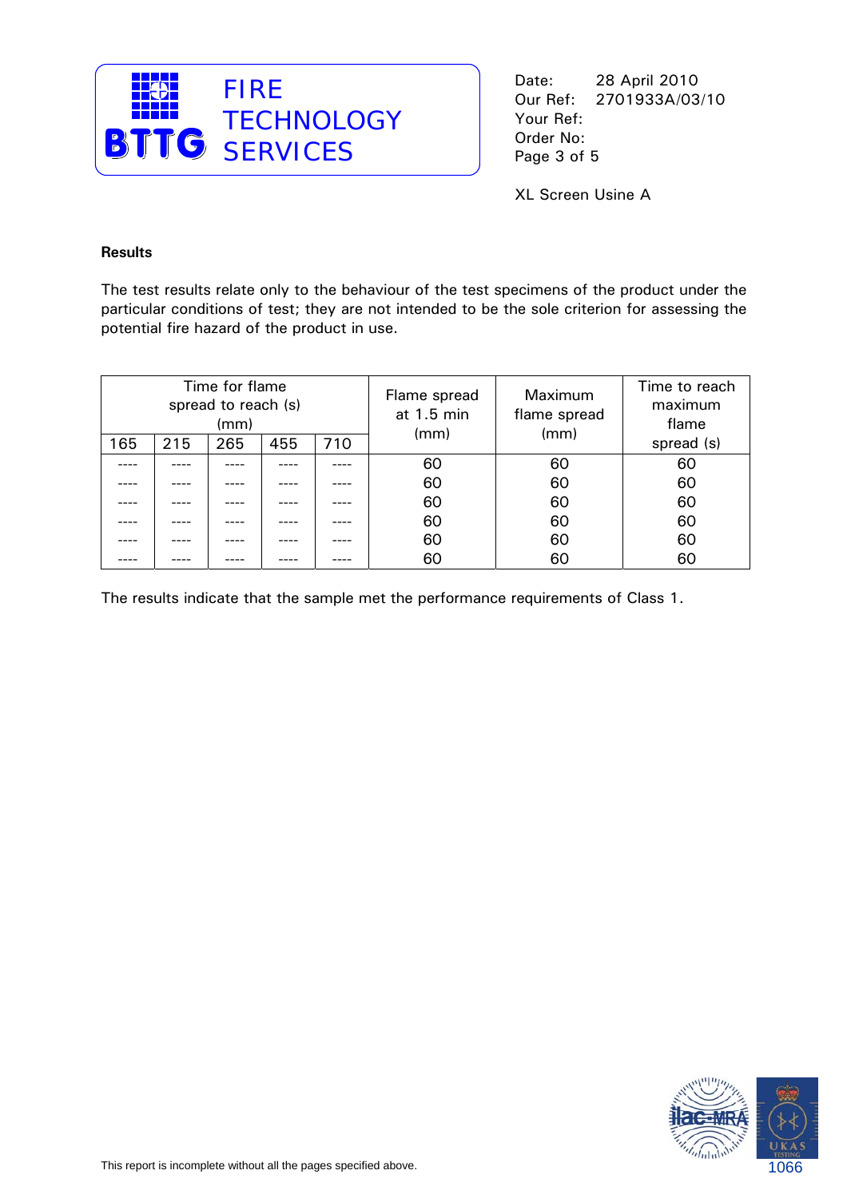Date: 28 April 2010
Our Ref: 2701933A/03/10
Your Ref:
Order No:

XL Screen Usine A

**Results**

The test results relate only to the behaviour of the test specimens of the product under the particular conditions of test; they are not intended to be the sole criterion for assessing the potential fire hazard of the product in use.

| Time for flame spread to reach (s) (mm) | | | | | Flame spread at 1.5 min (mm) | Maximum flame spread (mm) | Time to reach maximum flame spread (s) |
|---|---|---|---|---|---|---|---|
| 165 | 215 | 265 | 455 | 710 | | | |
| ---- | ---- | ---- | ---- | ---- | 60 | 60 | 60 |
| ---- | ---- | ---- | ---- | ---- | 60 | 60 | 60 |
| ---- | ---- | ---- | ---- | ---- | 60 | 60 | 60 |
| ---- | ---- | ---- | ---- | ---- | 60 | 60 | 60 |
| ---- | ---- | ---- | ---- | ---- | 60 | 60 | 60 |
| ---- | ---- | ---- | ---- | ---- | 60 | 60 | 60 |

The results indicate that the sample met the performance requirements of Class 1.

This report is incomplete without all the pages specified above.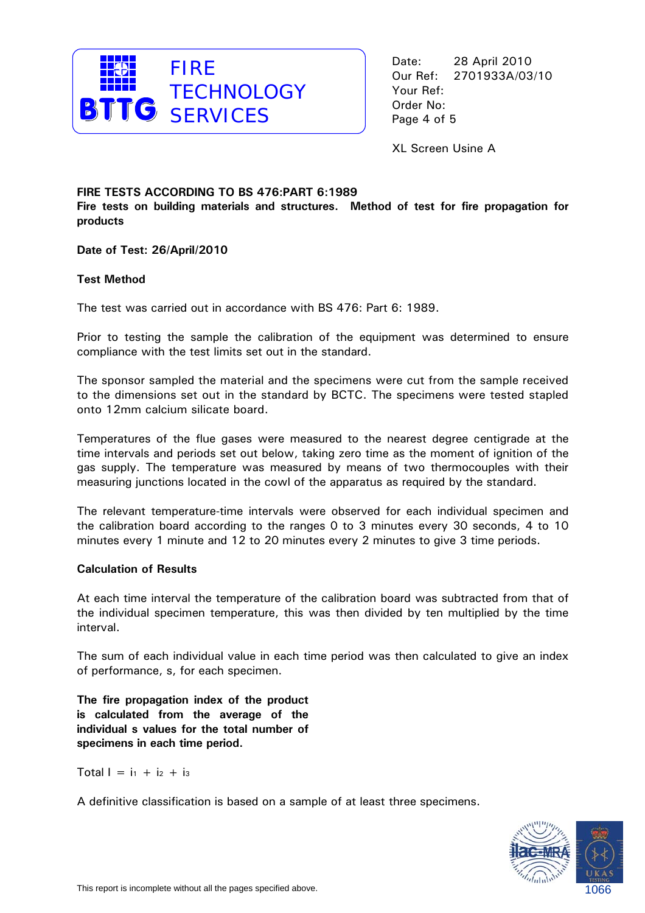FIRE TECHNOLOGY SERVICES

Date: 28 April 2010
Our Ref: 2701933A/03/10
Your Ref:
Order No:

XL Screen Usine A

**FIRE TESTS ACCORDING TO BS 476:PART 6:1989**
**Fire tests on building materials and structures. Method of test for fire propagation for products**

**Date of Test: 26/April/2010**

**Test Method**

The test was carried out in accordance with BS 476: Part 6: 1989.

Prior to testing the sample the calibration of the equipment was determined to ensure compliance with the test limits set out in the standard.

The sponsor sampled the material and the specimens were cut from the sample received to the dimensions set out in the standard by BCTC. The specimens were tested stapled onto 12mm calcium silicate board.

Temperatures of the flue gases were measured to the nearest degree centigrade at the time intervals and periods set out below, taking zero time as the moment of ignition of the gas supply. The temperature was measured by means of two thermocouples with their measuring junctions located in the cowl of the apparatus as required by the standard.

The relevant temperature-time intervals were observed for each individual specimen and the calibration board according to the ranges 0 to 3 minutes every 30 seconds, 4 to 10 minutes every 1 minute and 12 to 20 minutes every 2 minutes to give 3 time periods.

**Calculation of Results**

At each time interval the temperature of the calibration board was subtracted from that of the individual specimen temperature, this was then divided by ten multiplied by the time interval.

The sum of each individual value in each time period was then calculated to give an index of performance, s, for each specimen.

**The fire propagation index of the product is calculated from the average of the individual s values for the total number of specimens in each time period.**

Total $I = i_1 + i_2 + i_3$

A definitive classification is based on a sample of at least three specimens.

This report is incomplete without all the pages specified above.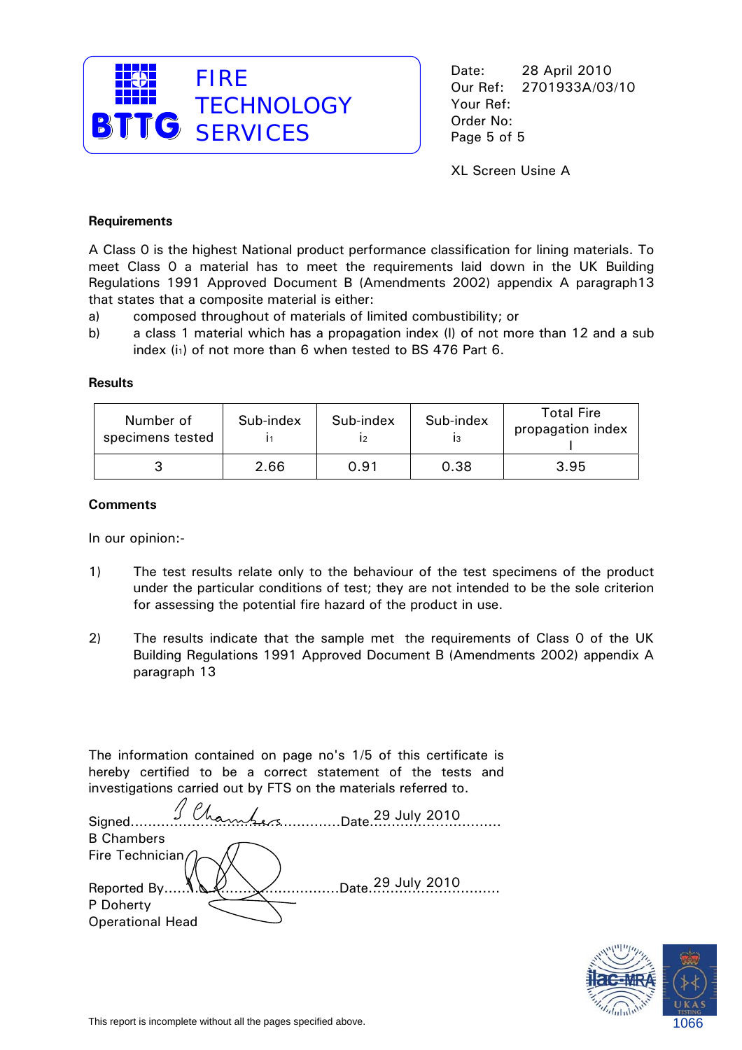FIRE TECHNOLOGY SERVICES

Date: 28 April 2010
Our Ref: 2701933A/03/10
Your Ref:
Order No:

XL Screen Usine A

**Requirements**

A Class 0 is the highest National product performance classification for lining materials. To meet Class 0 a material has to meet the requirements laid down in the UK Building Regulations 1991 Approved Document B (Amendments 2002) appendix A paragraph13 that states that a composite material is either:

a) composed throughout of materials of limited combustibility; or
b) a class 1 material which has a propagation index (I) of not more than 12 and a sub index ($i_1$) of not more than 6 when tested to BS 476 Part 6.

**Results**

| Number of specimens tested | Sub-index $i_1$ | Sub-index $i_2$ | Sub-index $i_3$ | Total Fire propagation index I |
|---|---|---|---|---|
| 3 | 2.66 | 0.91 | 0.38 | 3.95 |

**Comments**

In our opinion:-

1) The test results relate only to the behaviour of the test specimens of the product under the particular conditions of test; they are not intended to be the sole criterion for assessing the potential fire hazard of the product in use.

2) The results indicate that the sample met the requirements of Class 0 of the UK Building Regulations 1991 Approved Document B (Amendments 2002) appendix A paragraph 13

The information contained on page no's 1/5 of this certificate is hereby certified to be a correct statement of the tests and investigations carried out by FTS on the materials referred to.

Signed............................................Date 29 July 2010
B Chambers
Fire Technician

Reported By............................................Date 29 July 2010
P Doherty
Operational Head

1066

This report is incomplete without all the pages specified above.